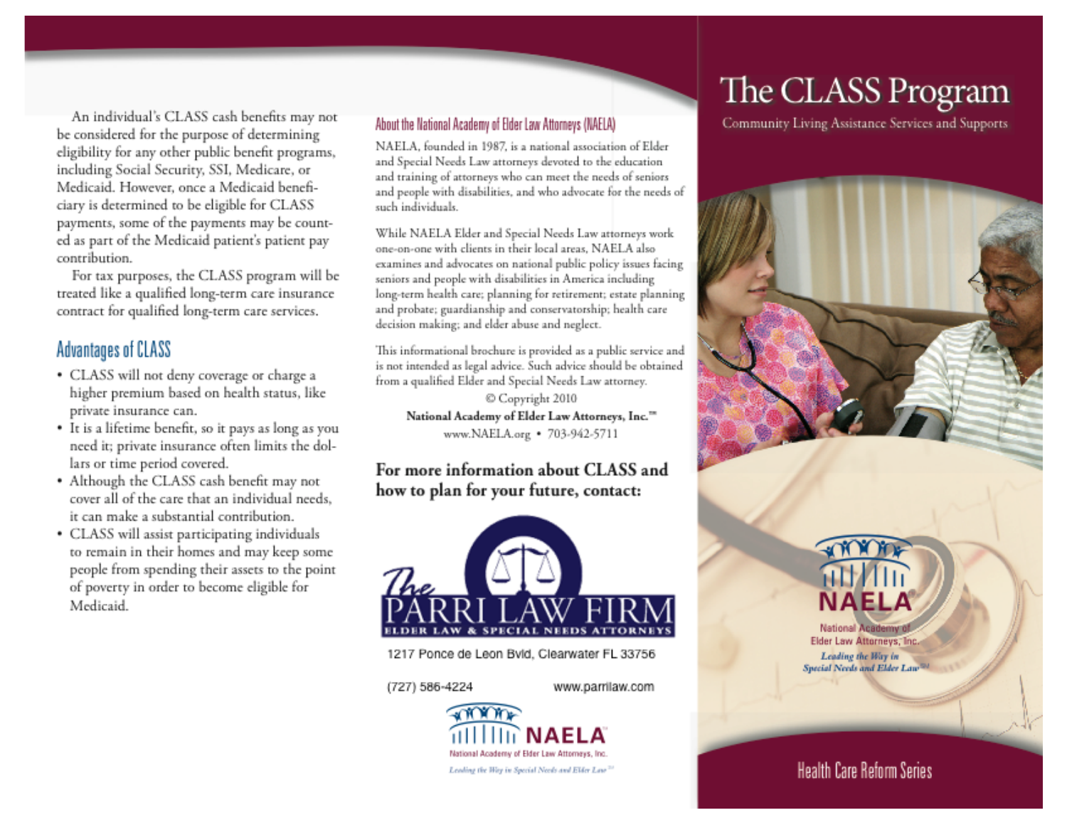An individual's CLASS cash benefits may not be considered for the purpose of determining eligibility for any other public benefit programs, including Social Security, SSI, Medicare, or Medicaid. However, once a Medicaid beneficiary is determined to be eligible for CLASS payments, some of the payments may be counted as part of the Medicaid patient's patient pay contribution.

For tax purposes, the CLASS program will be treated like a qualified long-term care insurance contract for qualified long-term care services.

## Advantages of CLASS

- CLASS will not deny coverage or charge a higher premium based on health status, like private insurance can.
- It is a lifetime benefit, so it pays as long as you need it; private insurance often limits the dollars or time period covered.
- Although the CLASS cash benefit may not cover all of the care that an individual needs, it can make a substantial contribution.
- CLASS will assist participating individuals to remain in their homes and may keep some people from spending their assets to the point of poverty in order to become eligible for Medicaid.

## About the National Academy of Elder Law Attorneys (NAELA)

NAELA, founded in 1987, is a national association of Elder and Special Needs Law attorneys devoted to the education and training of attorneys who can meet the needs of seniors and people with disabilities, and who advocate for the needs of such individuals.

While NAELA Elder and Special Needs Law attorneys work one-on-one with clients in their local areas, NAELA also examines and advocates on national public policy issues facing seniors and people with disabilities in America including long-term health care; planning for retirement; estate planning and probate; guardianship and conservatorship; health care decision making; and elder abuse and neglect.

This informational brochure is provided as a public service and is not intended as legal advice. Such advice should be obtained from a qualified Elder and Special Needs Law attorney.

© Copyright 2010

**National Academy of Elder Law Attorneys, Inc.™**

www.NAELA.org • 703-942-5711

**For more information about CLASS and how to plan for your future, contact:**

The PARRI LAW FIRM
ELDER LAW & SPECIAL NEEDS ATTORNEYS

1217 Ponce de Leon Bvld, Clearwater FL 33756

(727) 586-4224 www.parrilaw.com

NAELA
National Academy of Elder Law Attorneys, Inc.
*Leading the Way in Special Needs and Elder Law*℠

# The CLASS Program

Community Living Assistance Services and Supports

NAELA
National Academy of Elder Law Attorneys, Inc.
*Leading the Way in Special Needs and Elder Law*℠

Health Care Reform Series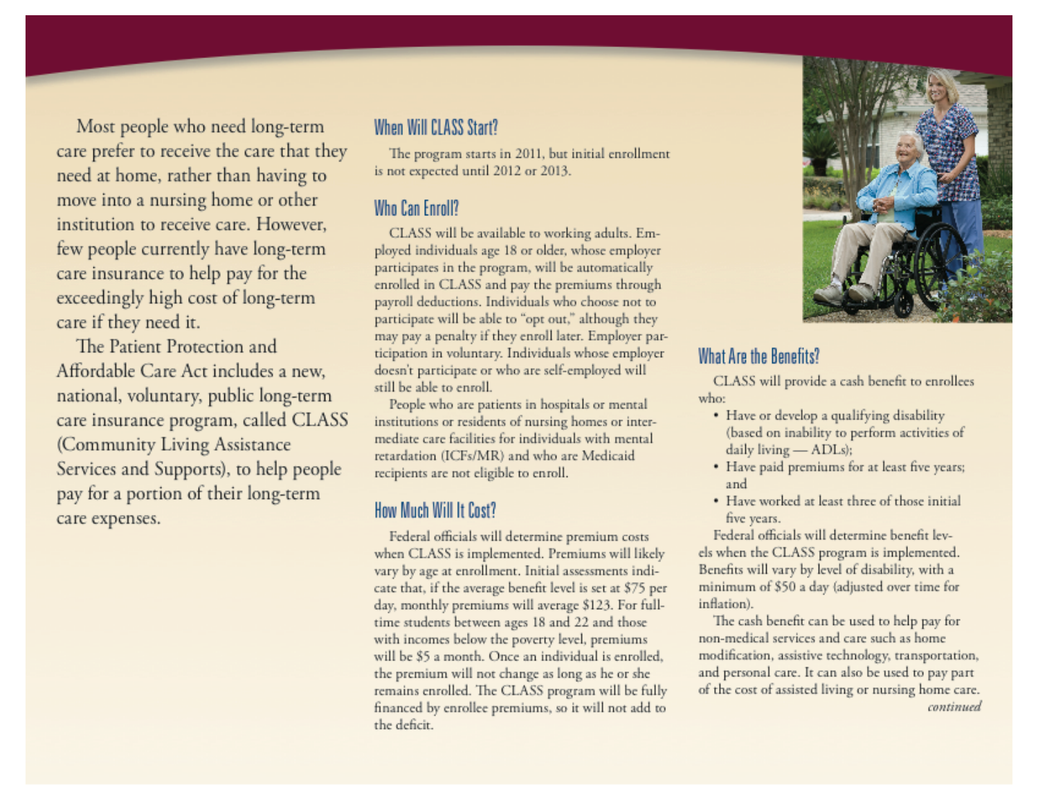Most people who need long-term care prefer to receive the care that they need at home, rather than having to move into a nursing home or other institution to receive care. However, few people currently have long-term care insurance to help pay for the exceedingly high cost of long-term care if they need it.

The Patient Protection and Affordable Care Act includes a new, national, voluntary, public long-term care insurance program, called CLASS (Community Living Assistance Services and Supports), to help people pay for a portion of their long-term care expenses.

## When Will CLASS Start?

The program starts in 2011, but initial enrollment is not expected until 2012 or 2013.

## Who Can Enroll?

CLASS will be available to working adults. Employed individuals age 18 or older, whose employer participates in the program, will be automatically enrolled in CLASS and pay the premiums through payroll deductions. Individuals who choose not to participate will be able to "opt out," although they may pay a penalty if they enroll later. Employer participation in voluntary. Individuals whose employer doesn't participate or who are self-employed will still be able to enroll.

People who are patients in hospitals or mental institutions or residents of nursing homes or intermediate care facilities for individuals with mental retardation (ICFs/MR) and who are Medicaid recipients are not eligible to enroll.

## How Much Will It Cost?

Federal officials will determine premium costs when CLASS is implemented. Premiums will likely vary by age at enrollment. Initial assessments indicate that, if the average benefit level is set at $75 per day, monthly premiums will average $123. For full-time students between ages 18 and 22 and those with incomes below the poverty level, premiums will be $5 a month. Once an individual is enrolled, the premium will not change as long as he or she remains enrolled. The CLASS program will be fully financed by enrollee premiums, so it will not add to the deficit.

## What Are the Benefits?

CLASS will provide a cash benefit to enrollees who:

- Have or develop a qualifying disability (based on inability to perform activities of daily living — ADLs);
- Have paid premiums for at least five years; and
- Have worked at least three of those initial five years.

Federal officials will determine benefit levels when the CLASS program is implemented. Benefits will vary by level of disability, with a minimum of $50 a day (adjusted over time for inflation).

The cash benefit can be used to help pay for non-medical services and care such as home modification, assistive technology, transportation, and personal care. It can also be used to pay part of the cost of assisted living or nursing home care.

*continued*